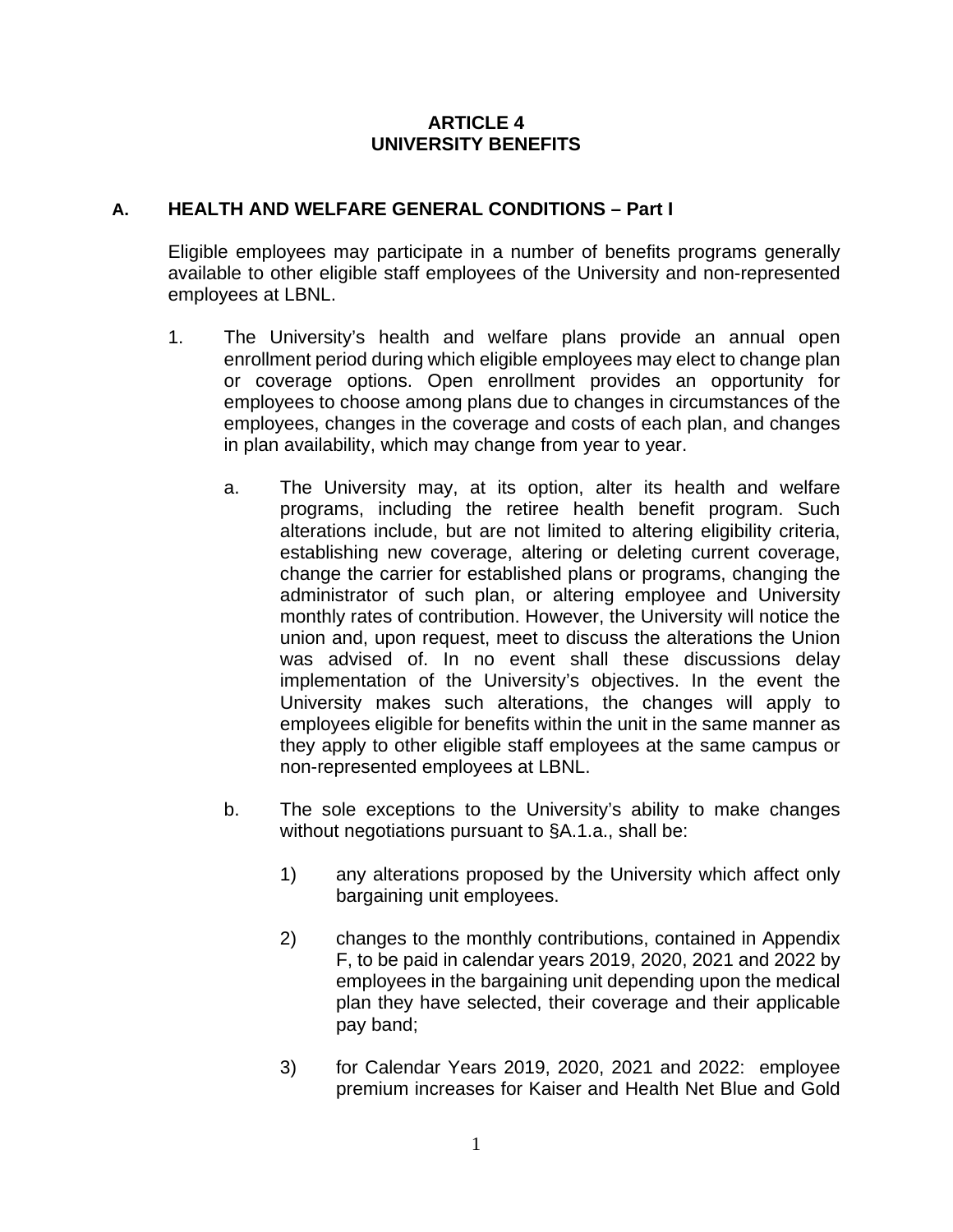# ARTICLE 4
# UNIVERSITY BENEFITS

## A. HEALTH AND WELFARE GENERAL CONDITIONS – Part I

Eligible employees may participate in a number of benefits programs generally available to other eligible staff employees of the University and non-represented employees at LBNL.

1. The University's health and welfare plans provide an annual open enrollment period during which eligible employees may elect to change plan or coverage options. Open enrollment provides an opportunity for employees to choose among plans due to changes in circumstances of the employees, changes in the coverage and costs of each plan, and changes in plan availability, which may change from year to year.

   a. The University may, at its option, alter its health and welfare programs, including the retiree health benefit program. Such alterations include, but are not limited to altering eligibility criteria, establishing new coverage, altering or deleting current coverage, change the carrier for established plans or programs, changing the administrator of such plan, or altering employee and University monthly rates of contribution. However, the University will notice the union and, upon request, meet to discuss the alterations the Union was advised of. In no event shall these discussions delay implementation of the University's objectives. In the event the University makes such alterations, the changes will apply to employees eligible for benefits within the unit in the same manner as they apply to other eligible staff employees at the same campus or non-represented employees at LBNL.

   b. The sole exceptions to the University's ability to make changes without negotiations pursuant to §A.1.a., shall be:

      1) any alterations proposed by the University which affect only bargaining unit employees.

      2) changes to the monthly contributions, contained in Appendix F, to be paid in calendar years 2019, 2020, 2021 and 2022 by employees in the bargaining unit depending upon the medical plan they have selected, their coverage and their applicable pay band;

      3) for Calendar Years 2019, 2020, 2021 and 2022: employee premium increases for Kaiser and Health Net Blue and Gold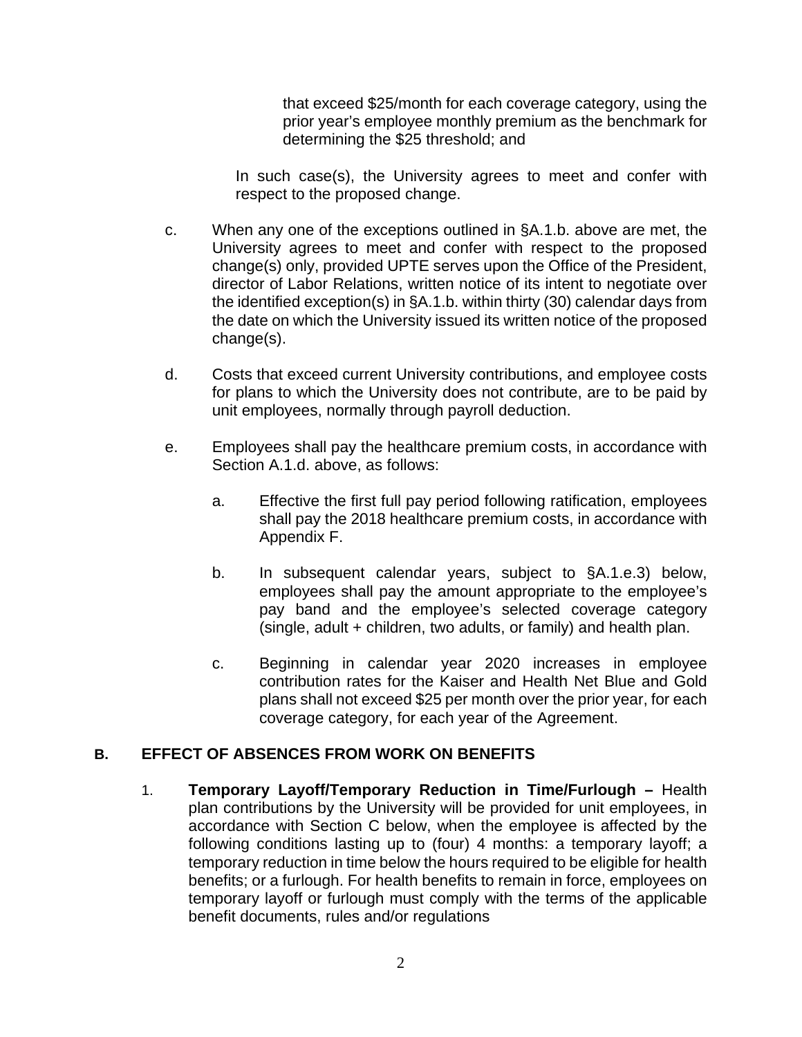that exceed $25/month for each coverage category, using the prior year's employee monthly premium as the benchmark for determining the $25 threshold; and

In such case(s), the University agrees to meet and confer with respect to the proposed change.

c. When any one of the exceptions outlined in §A.1.b. above are met, the University agrees to meet and confer with respect to the proposed change(s) only, provided UPTE serves upon the Office of the President, director of Labor Relations, written notice of its intent to negotiate over the identified exception(s) in §A.1.b. within thirty (30) calendar days from the date on which the University issued its written notice of the proposed change(s).

d. Costs that exceed current University contributions, and employee costs for plans to which the University does not contribute, are to be paid by unit employees, normally through payroll deduction.

e. Employees shall pay the healthcare premium costs, in accordance with Section A.1.d. above, as follows:

   a. Effective the first full pay period following ratification, employees shall pay the 2018 healthcare premium costs, in accordance with Appendix F.

   b. In subsequent calendar years, subject to §A.1.e.3) below, employees shall pay the amount appropriate to the employee's pay band and the employee's selected coverage category (single, adult + children, two adults, or family) and health plan.

   c. Beginning in calendar year 2020 increases in employee contribution rates for the Kaiser and Health Net Blue and Gold plans shall not exceed $25 per month over the prior year, for each coverage category, for each year of the Agreement.

## B. EFFECT OF ABSENCES FROM WORK ON BENEFITS

1. **Temporary Layoff/Temporary Reduction in Time/Furlough –** Health plan contributions by the University will be provided for unit employees, in accordance with Section C below, when the employee is affected by the following conditions lasting up to (four) 4 months: a temporary layoff; a temporary reduction in time below the hours required to be eligible for health benefits; or a furlough. For health benefits to remain in force, employees on temporary layoff or furlough must comply with the terms of the applicable benefit documents, rules and/or regulations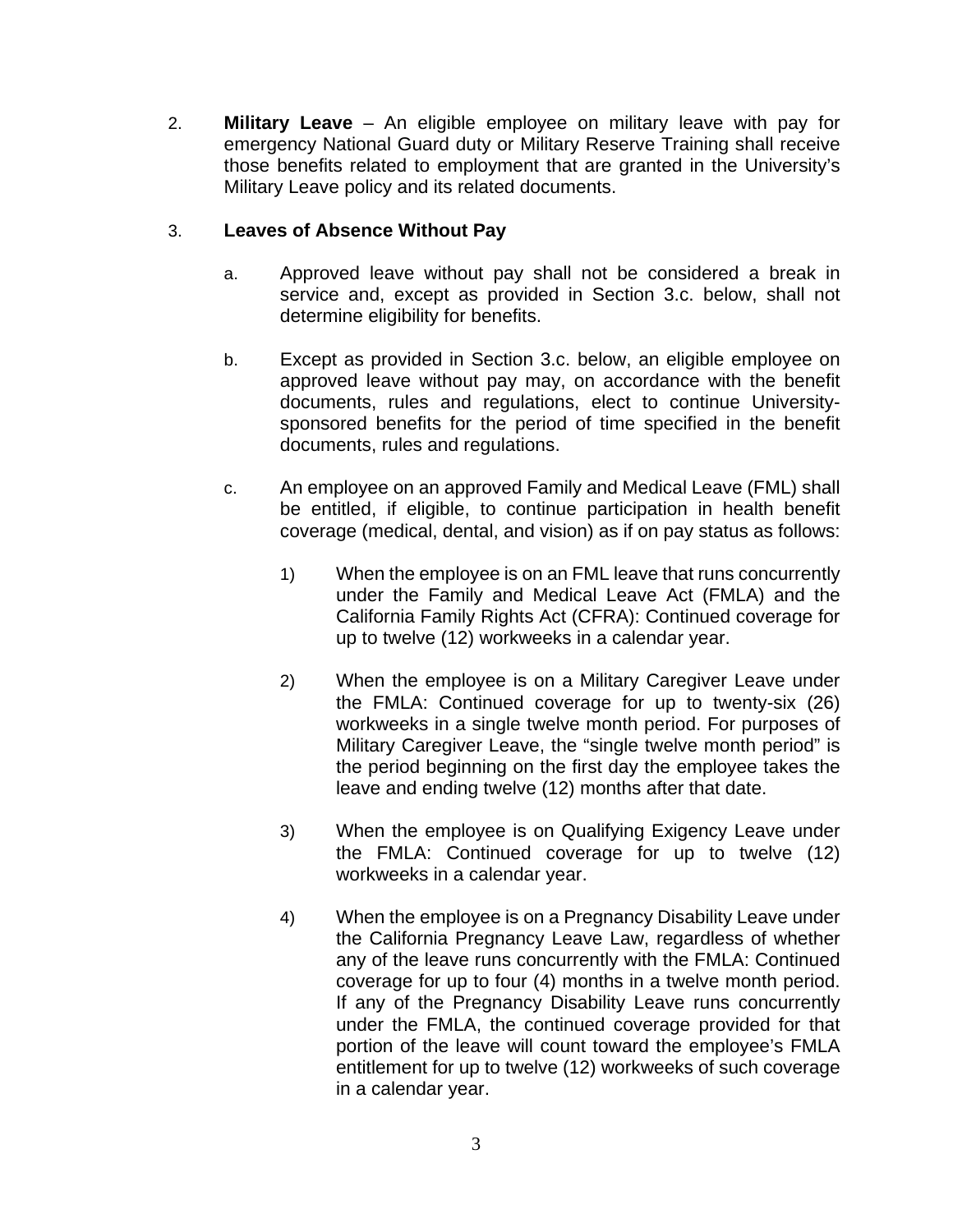2. **Military Leave** – An eligible employee on military leave with pay for emergency National Guard duty or Military Reserve Training shall receive those benefits related to employment that are granted in the University's Military Leave policy and its related documents.

3. **Leaves of Absence Without Pay**

   a. Approved leave without pay shall not be considered a break in service and, except as provided in Section 3.c. below, shall not determine eligibility for benefits.

   b. Except as provided in Section 3.c. below, an eligible employee on approved leave without pay may, on accordance with the benefit documents, rules and regulations, elect to continue University-sponsored benefits for the period of time specified in the benefit documents, rules and regulations.

   c. An employee on an approved Family and Medical Leave (FML) shall be entitled, if eligible, to continue participation in health benefit coverage (medical, dental, and vision) as if on pay status as follows:

      1) When the employee is on an FML leave that runs concurrently under the Family and Medical Leave Act (FMLA) and the California Family Rights Act (CFRA): Continued coverage for up to twelve (12) workweeks in a calendar year.

      2) When the employee is on a Military Caregiver Leave under the FMLA: Continued coverage for up to twenty-six (26) workweeks in a single twelve month period. For purposes of Military Caregiver Leave, the "single twelve month period" is the period beginning on the first day the employee takes the leave and ending twelve (12) months after that date.

      3) When the employee is on Qualifying Exigency Leave under the FMLA: Continued coverage for up to twelve (12) workweeks in a calendar year.

      4) When the employee is on a Pregnancy Disability Leave under the California Pregnancy Leave Law, regardless of whether any of the leave runs concurrently with the FMLA: Continued coverage for up to four (4) months in a twelve month period. If any of the Pregnancy Disability Leave runs concurrently under the FMLA, the continued coverage provided for that portion of the leave will count toward the employee's FMLA entitlement for up to twelve (12) workweeks of such coverage in a calendar year.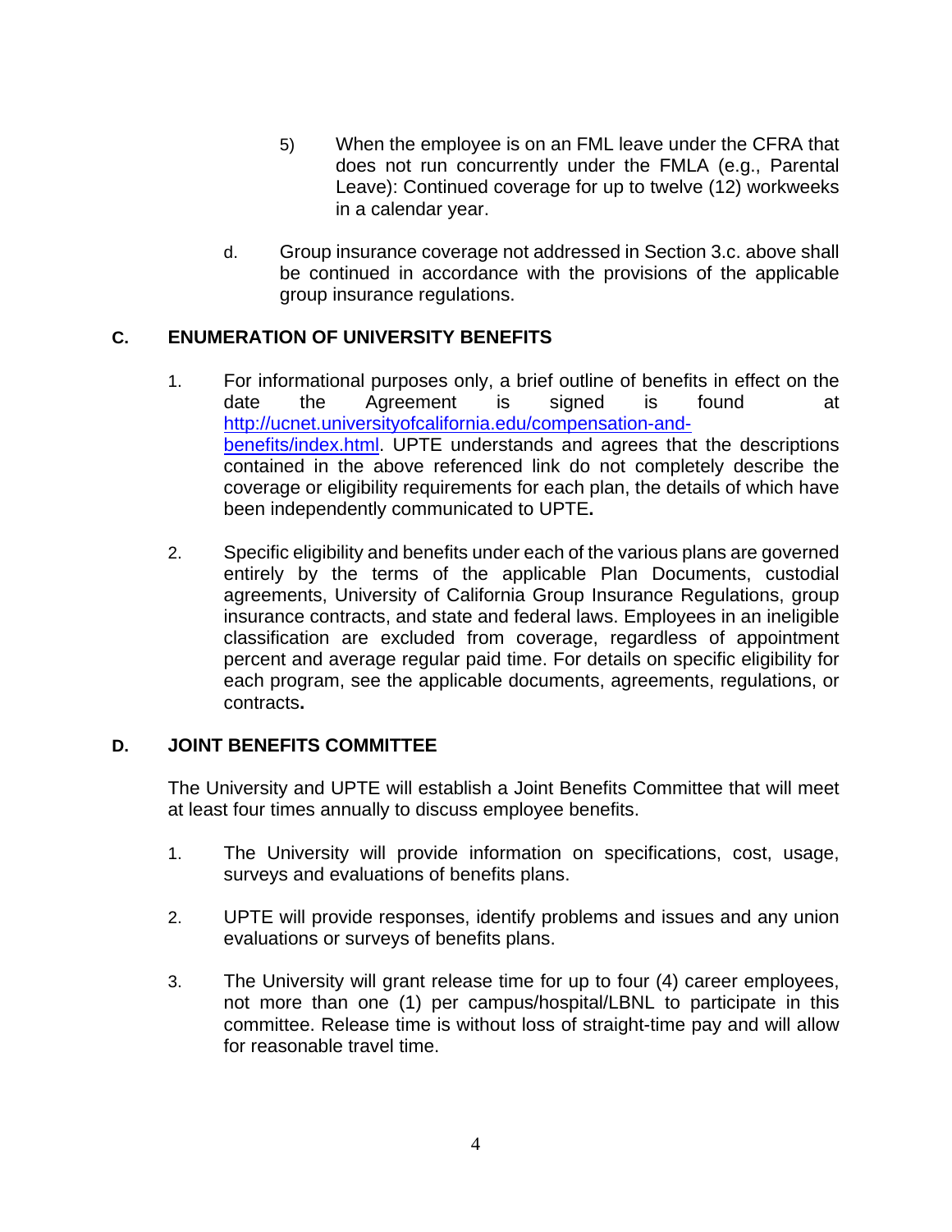5) When the employee is on an FML leave under the CFRA that does not run concurrently under the FMLA (e.g., Parental Leave): Continued coverage for up to twelve (12) workweeks in a calendar year.

d. Group insurance coverage not addressed in Section 3.c. above shall be continued in accordance with the provisions of the applicable group insurance regulations.

## C. ENUMERATION OF UNIVERSITY BENEFITS

1. For informational purposes only, a brief outline of benefits in effect on the date the Agreement is signed is found at [http://ucnet.universityofcalifornia.edu/compensation-and-benefits/index.html](http://ucnet.universityofcalifornia.edu/compensation-and-benefits/index.html). UPTE understands and agrees that the descriptions contained in the above referenced link do not completely describe the coverage or eligibility requirements for each plan, the details of which have been independently communicated to UPTE**.**

2. Specific eligibility and benefits under each of the various plans are governed entirely by the terms of the applicable Plan Documents, custodial agreements, University of California Group Insurance Regulations, group insurance contracts, and state and federal laws. Employees in an ineligible classification are excluded from coverage, regardless of appointment percent and average regular paid time. For details on specific eligibility for each program, see the applicable documents, agreements, regulations, or contracts**.**

## D. JOINT BENEFITS COMMITTEE

The University and UPTE will establish a Joint Benefits Committee that will meet at least four times annually to discuss employee benefits.

1. The University will provide information on specifications, cost, usage, surveys and evaluations of benefits plans.

2. UPTE will provide responses, identify problems and issues and any union evaluations or surveys of benefits plans.

3. The University will grant release time for up to four (4) career employees, not more than one (1) per campus/hospital/LBNL to participate in this committee. Release time is without loss of straight-time pay and will allow for reasonable travel time.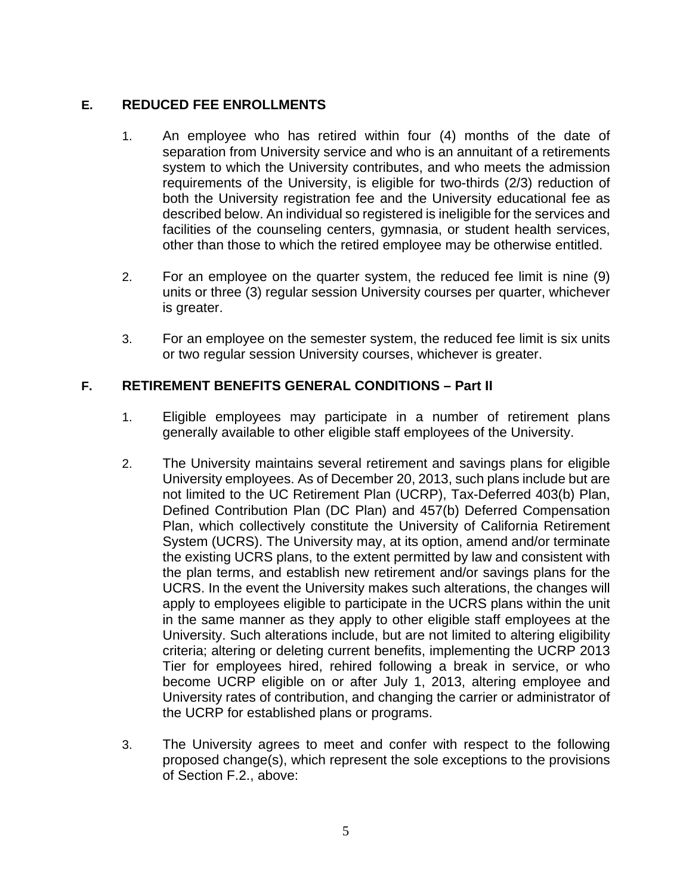## E. REDUCED FEE ENROLLMENTS

1. An employee who has retired within four (4) months of the date of separation from University service and who is an annuitant of a retirements system to which the University contributes, and who meets the admission requirements of the University, is eligible for two-thirds (2/3) reduction of both the University registration fee and the University educational fee as described below. An individual so registered is ineligible for the services and facilities of the counseling centers, gymnasia, or student health services, other than those to which the retired employee may be otherwise entitled.

2. For an employee on the quarter system, the reduced fee limit is nine (9) units or three (3) regular session University courses per quarter, whichever is greater.

3. For an employee on the semester system, the reduced fee limit is six units or two regular session University courses, whichever is greater.

## F. RETIREMENT BENEFITS GENERAL CONDITIONS – Part II

1. Eligible employees may participate in a number of retirement plans generally available to other eligible staff employees of the University.

2. The University maintains several retirement and savings plans for eligible University employees. As of December 20, 2013, such plans include but are not limited to the UC Retirement Plan (UCRP), Tax-Deferred 403(b) Plan, Defined Contribution Plan (DC Plan) and 457(b) Deferred Compensation Plan, which collectively constitute the University of California Retirement System (UCRS). The University may, at its option, amend and/or terminate the existing UCRS plans, to the extent permitted by law and consistent with the plan terms, and establish new retirement and/or savings plans for the UCRS. In the event the University makes such alterations, the changes will apply to employees eligible to participate in the UCRS plans within the unit in the same manner as they apply to other eligible staff employees at the University. Such alterations include, but are not limited to altering eligibility criteria; altering or deleting current benefits, implementing the UCRP 2013 Tier for employees hired, rehired following a break in service, or who become UCRP eligible on or after July 1, 2013, altering employee and University rates of contribution, and changing the carrier or administrator of the UCRP for established plans or programs.

3. The University agrees to meet and confer with respect to the following proposed change(s), which represent the sole exceptions to the provisions of Section F.2., above: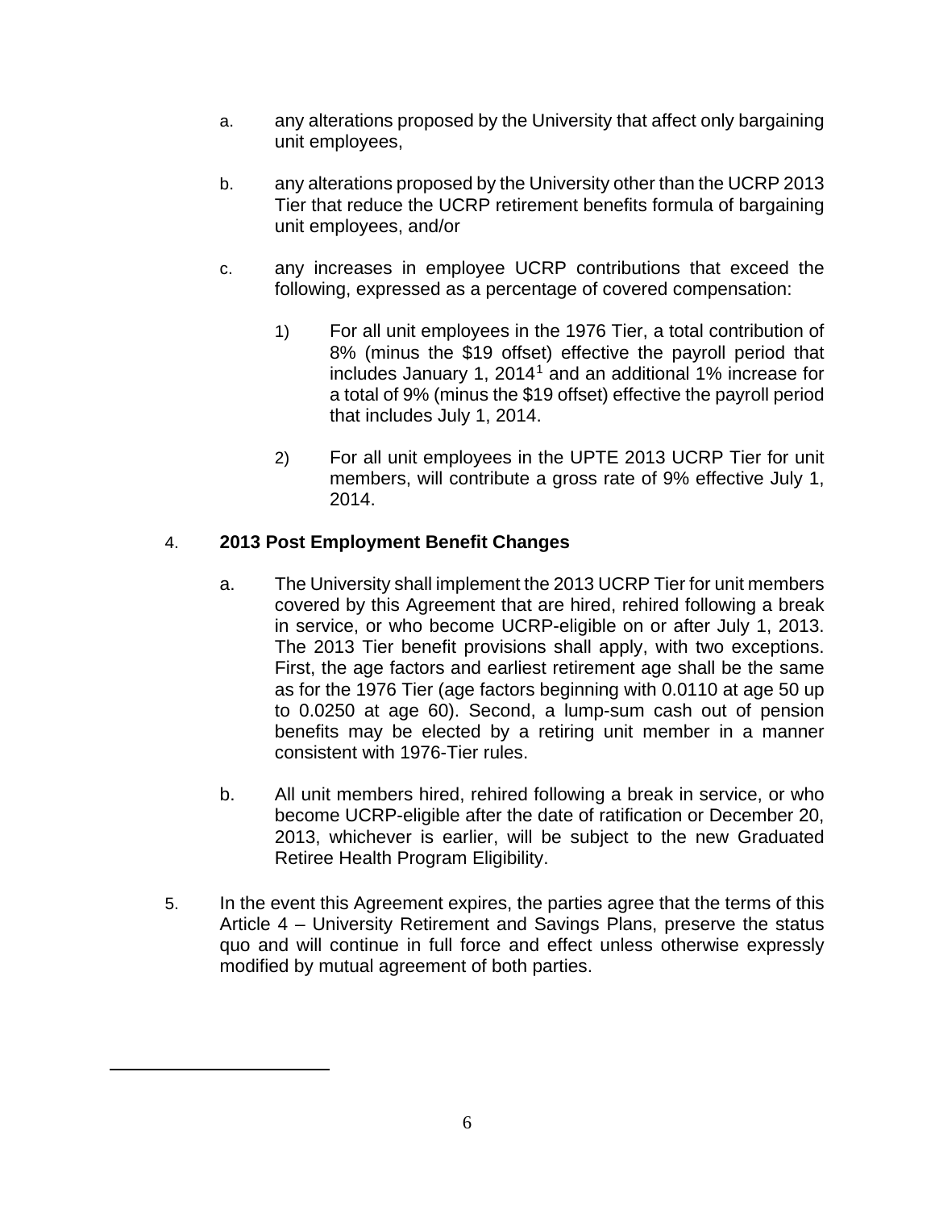a. any alterations proposed by the University that affect only bargaining unit employees,

b. any alterations proposed by the University other than the UCRP 2013 Tier that reduce the UCRP retirement benefits formula of bargaining unit employees, and/or

c. any increases in employee UCRP contributions that exceed the following, expressed as a percentage of covered compensation:

   1) For all unit employees in the 1976 Tier, a total contribution of 8% (minus the $19 offset) effective the payroll period that includes January 1, 2014[1] and an additional 1% increase for a total of 9% (minus the $19 offset) effective the payroll period that includes July 1, 2014.

   2) For all unit employees in the UPTE 2013 UCRP Tier for unit members, will contribute a gross rate of 9% effective July 1, 2014.

4. **2013 Post Employment Benefit Changes**

   a. The University shall implement the 2013 UCRP Tier for unit members covered by this Agreement that are hired, rehired following a break in service, or who become UCRP-eligible on or after July 1, 2013. The 2013 Tier benefit provisions shall apply, with two exceptions. First, the age factors and earliest retirement age shall be the same as for the 1976 Tier (age factors beginning with 0.0110 at age 50 up to 0.0250 at age 60). Second, a lump-sum cash out of pension benefits may be elected by a retiring unit member in a manner consistent with 1976-Tier rules.

   b. All unit members hired, rehired following a break in service, or who become UCRP-eligible after the date of ratification or December 20, 2013, whichever is earlier, will be subject to the new Graduated Retiree Health Program Eligibility.

5. In the event this Agreement expires, the parties agree that the terms of this Article 4 – University Retirement and Savings Plans, preserve the status quo and will continue in full force and effect unless otherwise expressly modified by mutual agreement of both parties.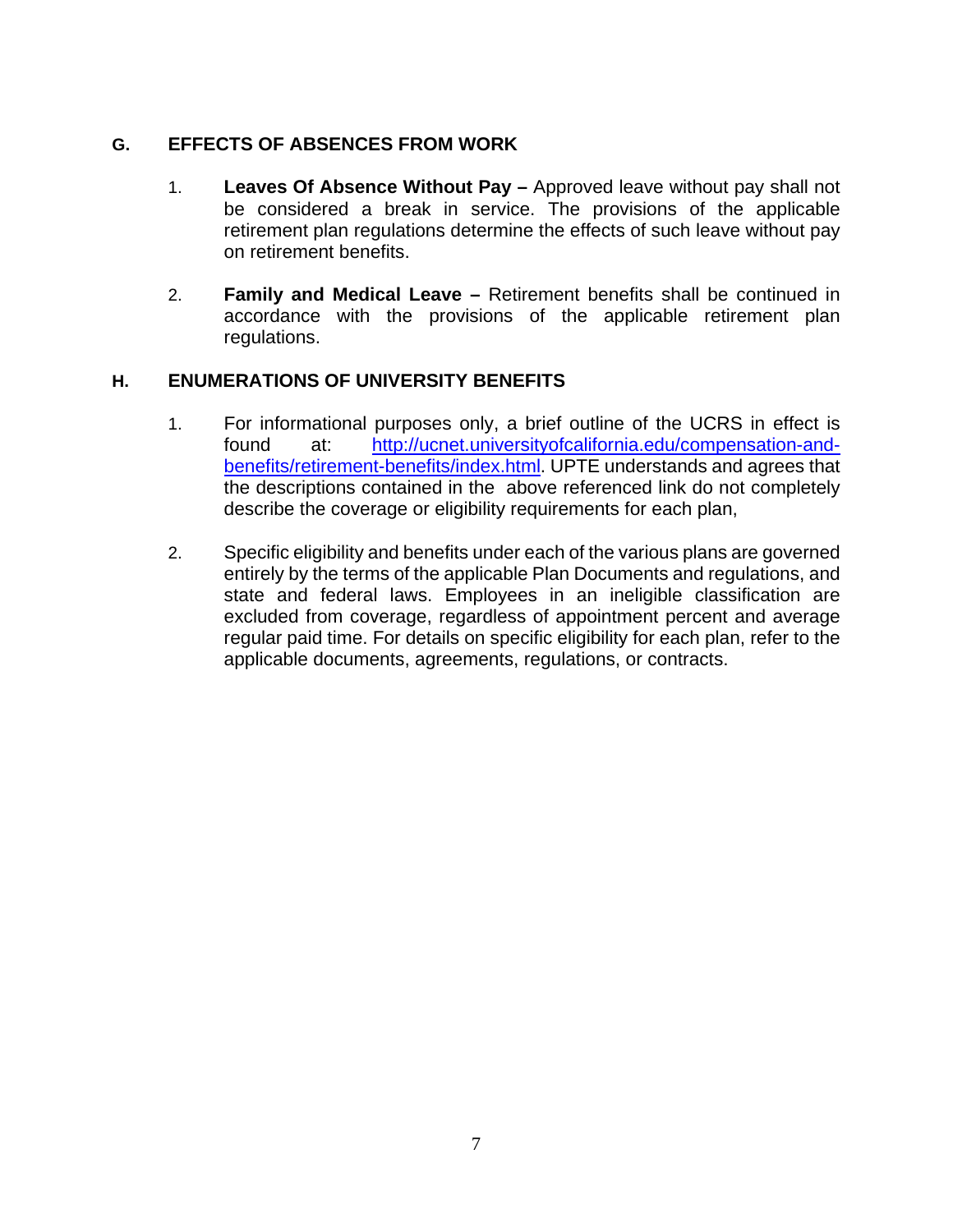## G. EFFECTS OF ABSENCES FROM WORK

1. **Leaves Of Absence Without Pay –** Approved leave without pay shall not be considered a break in service. The provisions of the applicable retirement plan regulations determine the effects of such leave without pay on retirement benefits.

2. **Family and Medical Leave –** Retirement benefits shall be continued in accordance with the provisions of the applicable retirement plan regulations.

## H. ENUMERATIONS OF UNIVERSITY BENEFITS

1. For informational purposes only, a brief outline of the UCRS in effect is found at: [http://ucnet.universityofcalifornia.edu/compensation-and-benefits/retirement-benefits/index.html](http://ucnet.universityofcalifornia.edu/compensation-and-benefits/retirement-benefits/index.html). UPTE understands and agrees that the descriptions contained in the above referenced link do not completely describe the coverage or eligibility requirements for each plan,

2. Specific eligibility and benefits under each of the various plans are governed entirely by the terms of the applicable Plan Documents and regulations, and state and federal laws. Employees in an ineligible classification are excluded from coverage, regardless of appointment percent and average regular paid time. For details on specific eligibility for each plan, refer to the applicable documents, agreements, regulations, or contracts.